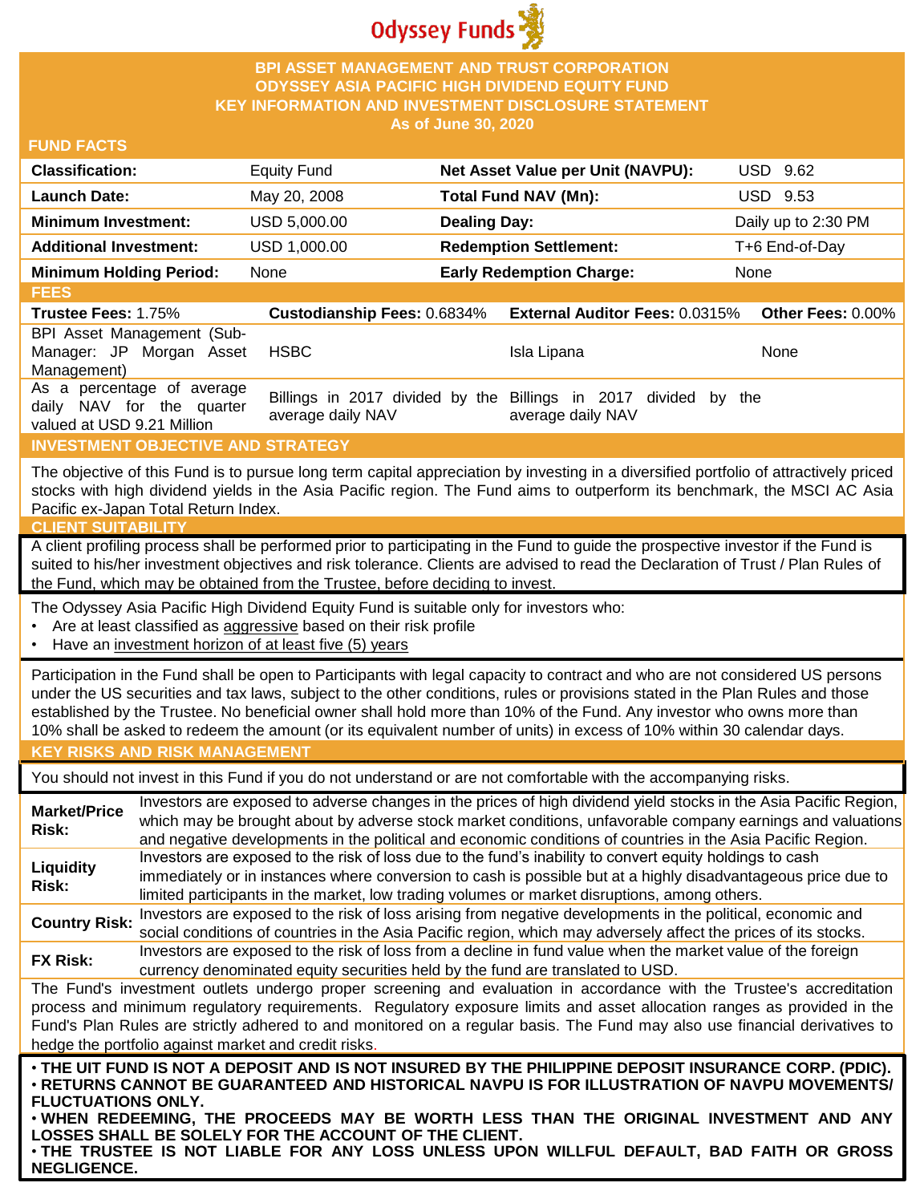Odyssey Funds

# BPI ASSET MANAGEMENT AND TRUST CORPORATION
# ODYSSEY ASIA PACIFIC HIGH DIVIDEND EQUITY FUND
## KEY INFORMATION AND INVESTMENT DISCLOSURE STATEMENT
### As of June 30, 2020

## FUND FACTS

| | | | |
|---|---|---|---|
| **Classification:** | Equity Fund | **Net Asset Value per Unit (NAVPU):** | USD 9.62 |
| **Launch Date:** | May 20, 2008 | **Total Fund NAV (Mn):** | USD 9.53 |
| **Minimum Investment:** | USD 5,000.00 | **Dealing Day:** | Daily up to 2:30 PM |
| **Additional Investment:** | USD 1,000.00 | **Redemption Settlement:** | T+6 End-of-Day |
| **Minimum Holding Period:** | None | **Early Redemption Charge:** | None |

## FEES

| **Trustee Fees:** 1.75% | **Custodianship Fees:** 0.6834% | **External Auditor Fees:** 0.0315% | **Other Fees:** 0.00% |
|---|---|---|---|
| BPI Asset Management (Sub-Manager: JP Morgan Asset Management) | HSBC | Isla Lipana | None |
| As a percentage of average daily NAV for the quarter valued at USD 9.21 Million | Billings in 2017 divided by the average daily NAV | Billings in 2017 divided by the average daily NAV | |

## INVESTMENT OBJECTIVE AND STRATEGY

The objective of this Fund is to pursue long term capital appreciation by investing in a diversified portfolio of attractively priced stocks with high dividend yields in the Asia Pacific region. The Fund aims to outperform its benchmark, the MSCI AC Asia Pacific ex-Japan Total Return Index.

## CLIENT SUITABILITY

A client profiling process shall be performed prior to participating in the Fund to guide the prospective investor if the Fund is suited to his/her investment objectives and risk tolerance. Clients are advised to read the Declaration of Trust / Plan Rules of the Fund, which may be obtained from the Trustee, before deciding to invest.

The Odyssey Asia Pacific High Dividend Equity Fund is suitable only for investors who:

- Are at least classified as aggressive based on their risk profile
- Have an investment horizon of at least five (5) years

Participation in the Fund shall be open to Participants with legal capacity to contract and who are not considered US persons under the US securities and tax laws, subject to the other conditions, rules or provisions stated in the Plan Rules and those established by the Trustee. No beneficial owner shall hold more than 10% of the Fund. Any investor who owns more than 10% shall be asked to redeem the amount (or its equivalent number of units) in excess of 10% within 30 calendar days.

## KEY RISKS AND RISK MANAGEMENT

You should not invest in this Fund if you do not understand or are not comfortable with the accompanying risks.

| | |
|---|---|
| **Market/Price Risk:** | Investors are exposed to adverse changes in the prices of high dividend yield stocks in the Asia Pacific Region, which may be brought about by adverse stock market conditions, unfavorable company earnings and valuations and negative developments in the political and economic conditions of countries in the Asia Pacific Region. |
| **Liquidity Risk:** | Investors are exposed to the risk of loss due to the fund's inability to convert equity holdings to cash immediately or in instances where conversion to cash is possible but at a highly disadvantageous price due to limited participants in the market, low trading volumes or market disruptions, among others. |
| **Country Risk:** | Investors are exposed to the risk of loss arising from negative developments in the political, economic and social conditions of countries in the Asia Pacific region, which may adversely affect the prices of its stocks. |
| **FX Risk:** | Investors are exposed to the risk of loss from a decline in fund value when the market value of the foreign currency denominated equity securities held by the fund are translated to USD. |

The Fund's investment outlets undergo proper screening and evaluation in accordance with the Trustee's accreditation process and minimum regulatory requirements. Regulatory exposure limits and asset allocation ranges as provided in the Fund's Plan Rules are strictly adhered to and monitored on a regular basis. The Fund may also use financial derivatives to hedge the portfolio against market and credit risks.

- **THE UIT FUND IS NOT A DEPOSIT AND IS NOT INSURED BY THE PHILIPPINE DEPOSIT INSURANCE CORP. (PDIC).**
- **RETURNS CANNOT BE GUARANTEED AND HISTORICAL NAVPU IS FOR ILLUSTRATION OF NAVPU MOVEMENTS/ FLUCTUATIONS ONLY.**
- **WHEN REDEEMING, THE PROCEEDS MAY BE WORTH LESS THAN THE ORIGINAL INVESTMENT AND ANY LOSSES SHALL BE SOLELY FOR THE ACCOUNT OF THE CLIENT.**
- **THE TRUSTEE IS NOT LIABLE FOR ANY LOSS UNLESS UPON WILLFUL DEFAULT, BAD FAITH OR GROSS NEGLIGENCE.**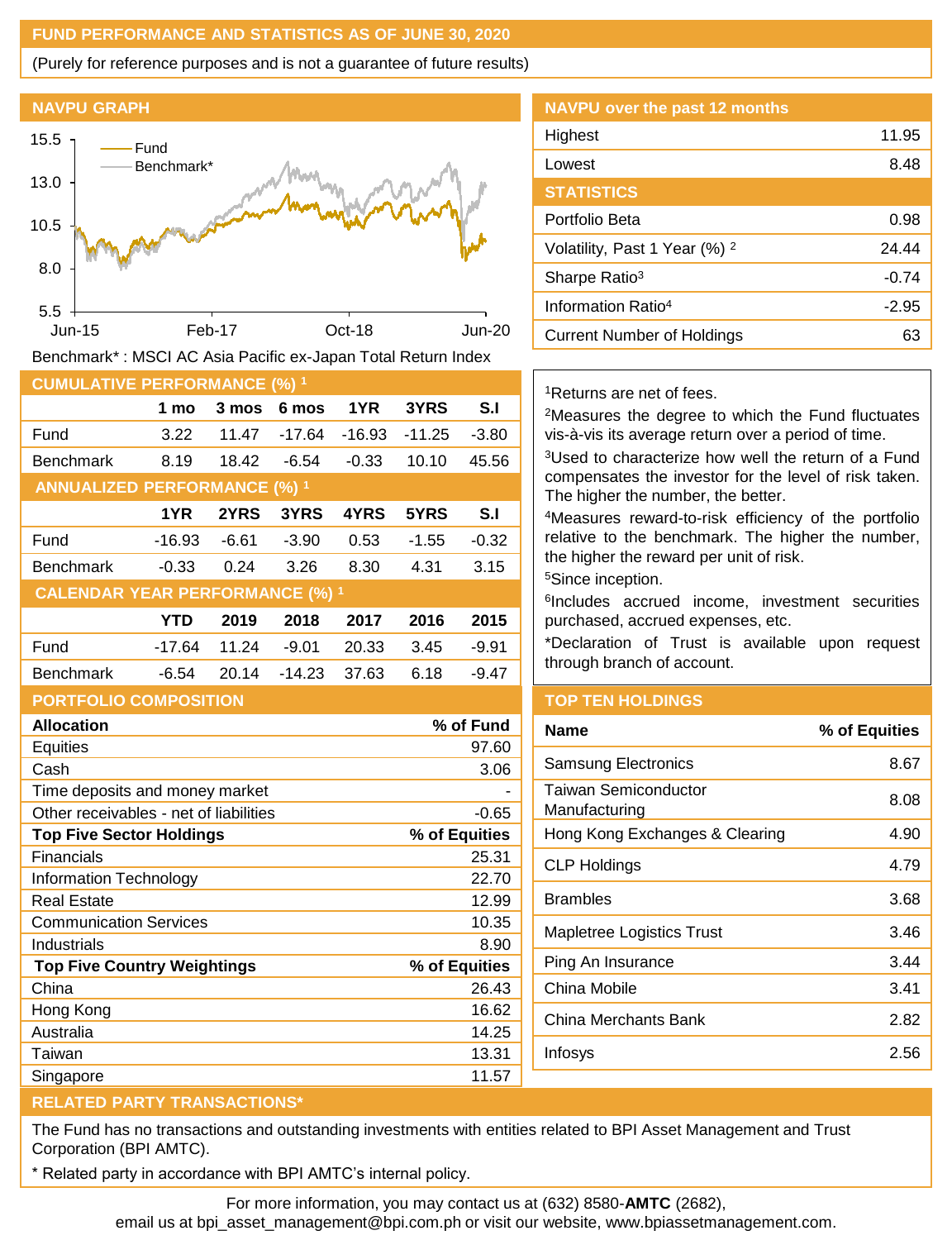## FUND PERFORMANCE AND STATISTICS AS OF JUNE 30, 2020

(Purely for reference purposes and is not a guarantee of future results)

### NAVPU GRAPH

Benchmark* : MSCI AC Asia Pacific ex-Japan Total Return Index

### NAVPU over the past 12 months

| | |
|---|---|
| Highest | 11.95 |
| Lowest | 8.48 |

### STATISTICS

| | |
|---|---|
| Portfolio Beta | 0.98 |
| Volatility, Past 1 Year (%) [2] | 24.44 |
| Sharpe Ratio[3] | -0.74 |
| Information Ratio[4] | -2.95 |
| Current Number of Holdings | 63 |

### CUMULATIVE PERFORMANCE (%) [1]

| | 1 mo | 3 mos | 6 mos | 1YR | 3YRS | S.I |
|---|---|---|---|---|---|---|
| Fund | 3.22 | 11.47 | -17.64 | -16.93 | -11.25 | -3.80 |
| Benchmark | 8.19 | 18.42 | -6.54 | -0.33 | 10.10 | 45.56 |

### ANNUALIZED PERFORMANCE (%) [1]

| | 1YR | 2YRS | 3YRS | 4YRS | 5YRS | S.I |
|---|---|---|---|---|---|---|
| Fund | -16.93 | -6.61 | -3.90 | 0.53 | -1.55 | -0.32 |
| Benchmark | -0.33 | 0.24 | 3.26 | 8.30 | 4.31 | 3.15 |

### CALENDAR YEAR PERFORMANCE (%) [1]

| | YTD | 2019 | 2018 | 2017 | 2016 | 2015 |
|---|---|---|---|---|---|---|
| Fund | -17.64 | 11.24 | -9.01 | 20.33 | 3.45 | -9.91 |
| Benchmark | -6.54 | 20.14 | -14.23 | 37.63 | 6.18 | -9.47 |

[1]Returns are net of fees.

[2]Measures the degree to which the Fund fluctuates vis-à-vis its average return over a period of time.

[3]Used to characterize how well the return of a Fund compensates the investor for the level of risk taken. The higher the number, the better.

[4]Measures reward-to-risk efficiency of the portfolio relative to the benchmark. The higher the number, the higher the reward per unit of risk.

[5]Since inception.

[6]Includes accrued income, investment securities purchased, accrued expenses, etc.

*Declaration of Trust is available upon request through branch of account.

### PORTFOLIO COMPOSITION

| Allocation | % of Fund |
|---|---|
| Equities | 97.60 |
| Cash | 3.06 |
| Time deposits and money market | - |
| Other receivables - net of liabilities | -0.65 |

| Top Five Sector Holdings | % of Equities |
|---|---|
| Financials | 25.31 |
| Information Technology | 22.70 |
| Real Estate | 12.99 |
| Communication Services | 10.35 |
| Industrials | 8.90 |

| Top Five Country Weightings | % of Equities |
|---|---|
| China | 26.43 |
| Hong Kong | 16.62 |
| Australia | 14.25 |
| Taiwan | 13.31 |
| Singapore | 11.57 |

### TOP TEN HOLDINGS

| Name | % of Equities |
|---|---|
| Samsung Electronics | 8.67 |
| Taiwan Semiconductor Manufacturing | 8.08 |
| Hong Kong Exchanges & Clearing | 4.90 |
| CLP Holdings | 4.79 |
| Brambles | 3.68 |
| Mapletree Logistics Trust | 3.46 |
| Ping An Insurance | 3.44 |
| China Mobile | 3.41 |
| China Merchants Bank | 2.82 |
| Infosys | 2.56 |

### RELATED PARTY TRANSACTIONS*

The Fund has no transactions and outstanding investments with entities related to BPI Asset Management and Trust Corporation (BPI AMTC).

* Related party in accordance with BPI AMTC's internal policy.

For more information, you may contact us at (632) 8580-**AMTC** (2682), email us at bpi_asset_management@bpi.com.ph or visit our website, www.bpiassetmanagement.com.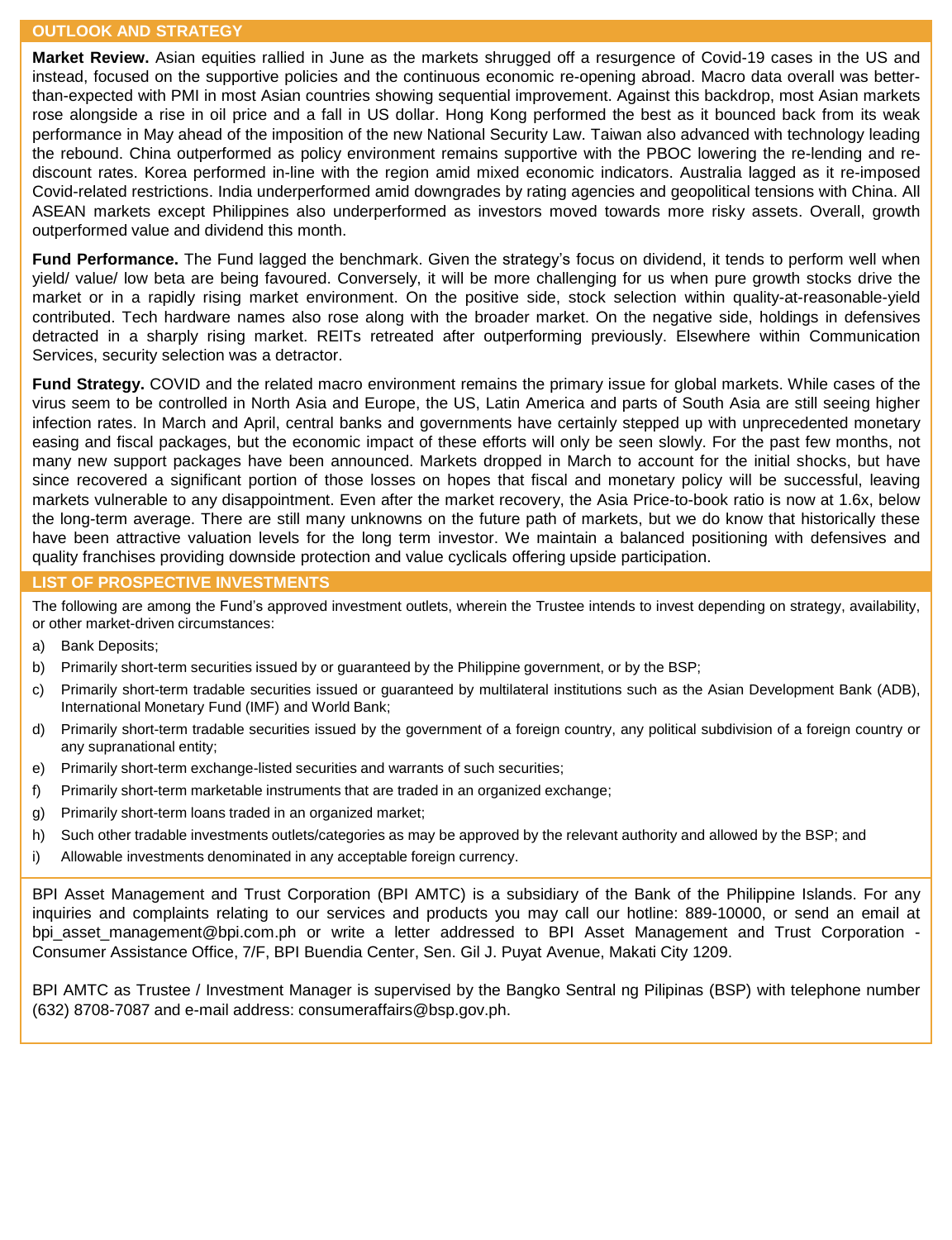## OUTLOOK AND STRATEGY

**Market Review.** Asian equities rallied in June as the markets shrugged off a resurgence of Covid-19 cases in the US and instead, focused on the supportive policies and the continuous economic re-opening abroad. Macro data overall was better-than-expected with PMI in most Asian countries showing sequential improvement. Against this backdrop, most Asian markets rose alongside a rise in oil price and a fall in US dollar. Hong Kong performed the best as it bounced back from its weak performance in May ahead of the imposition of the new National Security Law. Taiwan also advanced with technology leading the rebound. China outperformed as policy environment remains supportive with the PBOC lowering the re-lending and re-discount rates. Korea performed in-line with the region amid mixed economic indicators. Australia lagged as it re-imposed Covid-related restrictions. India underperformed amid downgrades by rating agencies and geopolitical tensions with China. All ASEAN markets except Philippines also underperformed as investors moved towards more risky assets. Overall, growth outperformed value and dividend this month.

**Fund Performance.** The Fund lagged the benchmark. Given the strategy's focus on dividend, it tends to perform well when yield/ value/ low beta are being favoured. Conversely, it will be more challenging for us when pure growth stocks drive the market or in a rapidly rising market environment. On the positive side, stock selection within quality-at-reasonable-yield contributed. Tech hardware names also rose along with the broader market. On the negative side, holdings in defensives detracted in a sharply rising market. REITs retreated after outperforming previously. Elsewhere within Communication Services, security selection was a detractor.

**Fund Strategy.** COVID and the related macro environment remains the primary issue for global markets. While cases of the virus seem to be controlled in North Asia and Europe, the US, Latin America and parts of South Asia are still seeing higher infection rates. In March and April, central banks and governments have certainly stepped up with unprecedented monetary easing and fiscal packages, but the economic impact of these efforts will only be seen slowly. For the past few months, not many new support packages have been announced. Markets dropped in March to account for the initial shocks, but have since recovered a significant portion of those losses on hopes that fiscal and monetary policy will be successful, leaving markets vulnerable to any disappointment. Even after the market recovery, the Asia Price-to-book ratio is now at 1.6x, below the long-term average. There are still many unknowns on the future path of markets, but we do know that historically these have been attractive valuation levels for the long term investor. We maintain a balanced positioning with defensives and quality franchises providing downside protection and value cyclicals offering upside participation.

## LIST OF PROSPECTIVE INVESTMENTS

The following are among the Fund's approved investment outlets, wherein the Trustee intends to invest depending on strategy, availability, or other market-driven circumstances:

a) Bank Deposits;
b) Primarily short-term securities issued by or guaranteed by the Philippine government, or by the BSP;
c) Primarily short-term tradable securities issued or guaranteed by multilateral institutions such as the Asian Development Bank (ADB), International Monetary Fund (IMF) and World Bank;
d) Primarily short-term tradable securities issued by the government of a foreign country, any political subdivision of a foreign country or any supranational entity;
e) Primarily short-term exchange-listed securities and warrants of such securities;
f) Primarily short-term marketable instruments that are traded in an organized exchange;
g) Primarily short-term loans traded in an organized market;
h) Such other tradable investments outlets/categories as may be approved by the relevant authority and allowed by the BSP; and
i) Allowable investments denominated in any acceptable foreign currency.

BPI Asset Management and Trust Corporation (BPI AMTC) is a subsidiary of the Bank of the Philippine Islands. For any inquiries and complaints relating to our services and products you may call our hotline: 889-10000, or send an email at bpi_asset_management@bpi.com.ph or write a letter addressed to BPI Asset Management and Trust Corporation - Consumer Assistance Office, 7/F, BPI Buendia Center, Sen. Gil J. Puyat Avenue, Makati City 1209.

BPI AMTC as Trustee / Investment Manager is supervised by the Bangko Sentral ng Pilipinas (BSP) with telephone number (632) 8708-7087 and e-mail address: consumeraffairs@bsp.gov.ph.